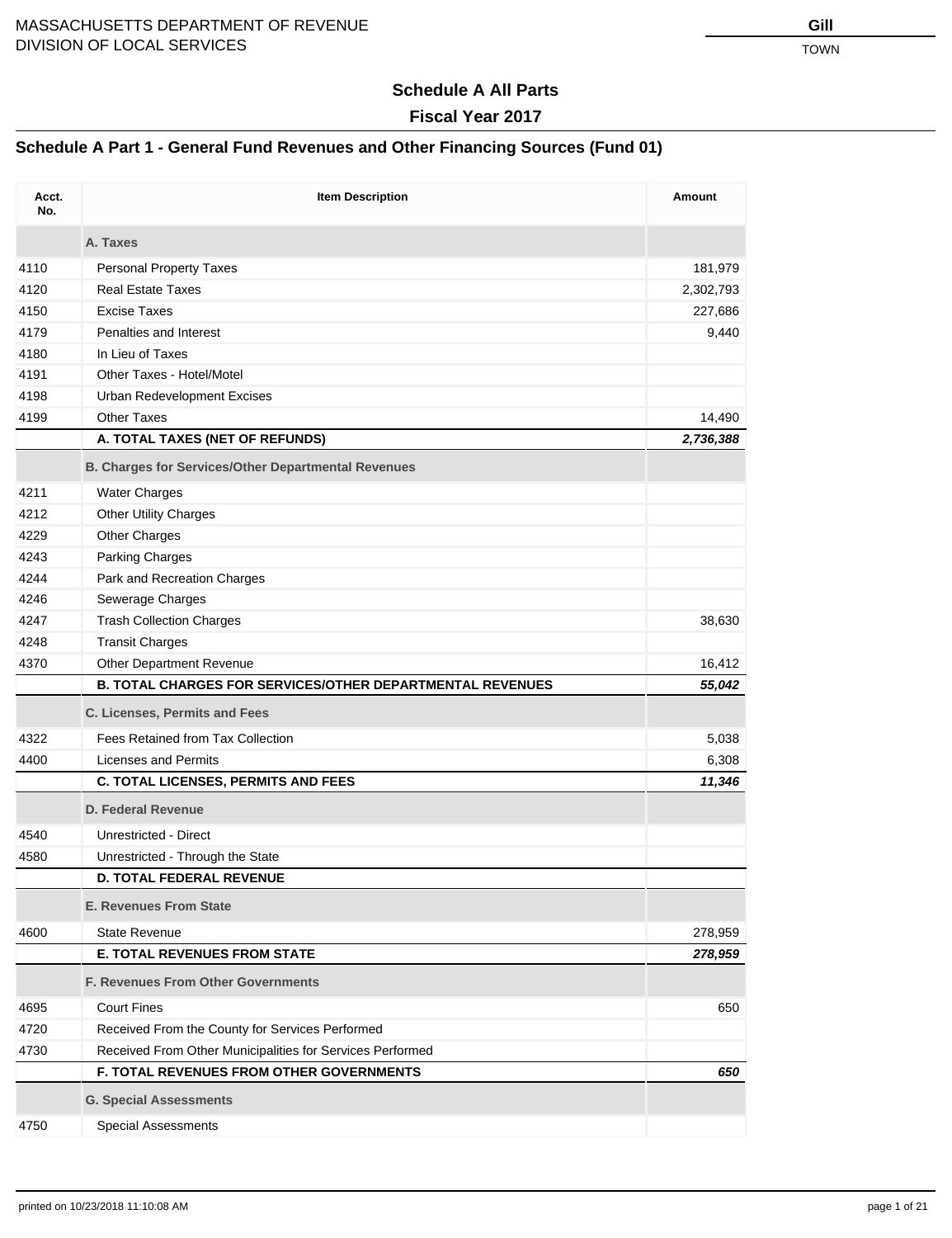MASSACHUSETTS DEPARTMENT OF REVENUE
DIVISION OF LOCAL SERVICES

**Gill**
TOWN

# Schedule A All Parts

## Fiscal Year 2017

### Schedule A Part 1 - General Fund Revenues and Other Financing Sources (Fund 01)

| Acct. No. | Item Description | Amount |
|---|---|---|
| | **A. Taxes** | |
| 4110 | Personal Property Taxes | 181,979 |
| 4120 | Real Estate Taxes | 2,302,793 |
| 4150 | Excise Taxes | 227,686 |
| 4179 | Penalties and Interest | 9,440 |
| 4180 | In Lieu of Taxes | |
| 4191 | Other Taxes - Hotel/Motel | |
| 4198 | Urban Redevelopment Excises | |
| 4199 | Other Taxes | 14,490 |
| | **A. TOTAL TAXES (NET OF REFUNDS)** | ***2,736,388*** |
| | **B. Charges for Services/Other Departmental Revenues** | |
| 4211 | Water Charges | |
| 4212 | Other Utility Charges | |
| 4229 | Other Charges | |
| 4243 | Parking Charges | |
| 4244 | Park and Recreation Charges | |
| 4246 | Sewerage Charges | |
| 4247 | Trash Collection Charges | 38,630 |
| 4248 | Transit Charges | |
| 4370 | Other Department Revenue | 16,412 |
| | **B. TOTAL CHARGES FOR SERVICES/OTHER DEPARTMENTAL REVENUES** | ***55,042*** |
| | **C. Licenses, Permits and Fees** | |
| 4322 | Fees Retained from Tax Collection | 5,038 |
| 4400 | Licenses and Permits | 6,308 |
| | **C. TOTAL LICENSES, PERMITS AND FEES** | ***11,346*** |
| | **D. Federal Revenue** | |
| 4540 | Unrestricted - Direct | |
| 4580 | Unrestricted - Through the State | |
| | **D. TOTAL FEDERAL REVENUE** | |
| | **E. Revenues From State** | |
| 4600 | State Revenue | 278,959 |
| | **E. TOTAL REVENUES FROM STATE** | ***278,959*** |
| | **F. Revenues From Other Governments** | |
| 4695 | Court Fines | 650 |
| 4720 | Received From the County for Services Performed | |
| 4730 | Received From Other Municipalities for Services Performed | |
| | **F. TOTAL REVENUES FROM OTHER GOVERNMENTS** | ***650*** |
| | **G. Special Assessments** | |
| 4750 | Special Assessments | |

printed on 10/23/2018 11:10:08 AM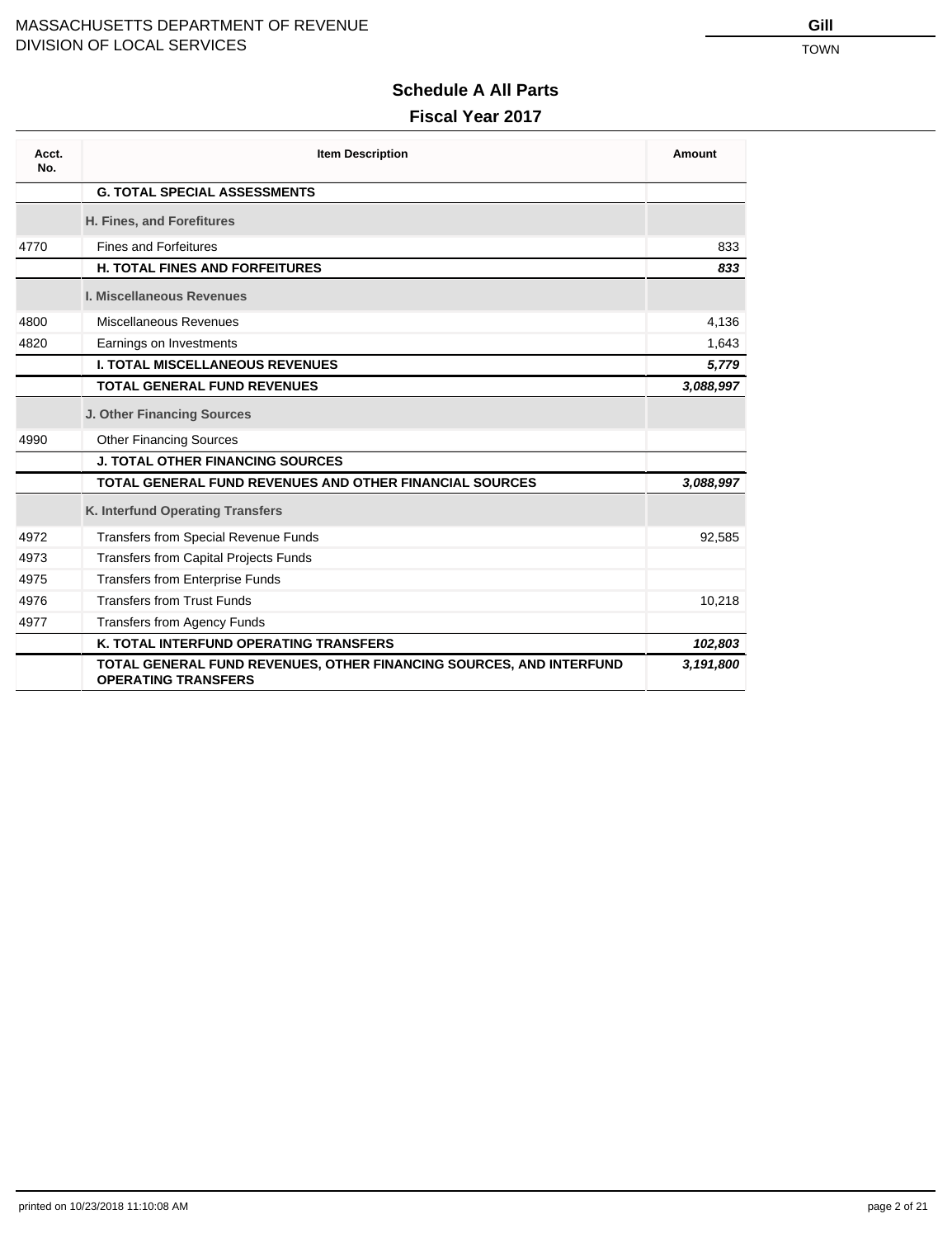MASSACHUSETTS DEPARTMENT OF REVENUE
DIVISION OF LOCAL SERVICES

**Gill**
TOWN

## Schedule A All Parts

## Fiscal Year 2017

| Acct. No. | Item Description | Amount |
|---|---|---|
| | **G. TOTAL SPECIAL ASSESSMENTS** | |
| | **H. Fines, and Forefitures** | |
| 4770 | Fines and Forfeitures | 833 |
| | **H. TOTAL FINES AND FORFEITURES** | ***833*** |
| | **I. Miscellaneous Revenues** | |
| 4800 | Miscellaneous Revenues | 4,136 |
| 4820 | Earnings on Investments | 1,643 |
| | **I. TOTAL MISCELLANEOUS REVENUES** | ***5,779*** |
| | **TOTAL GENERAL FUND REVENUES** | ***3,088,997*** |
| | **J. Other Financing Sources** | |
| 4990 | Other Financing Sources | |
| | **J. TOTAL OTHER FINANCING SOURCES** | |
| | **TOTAL GENERAL FUND REVENUES AND OTHER FINANCIAL SOURCES** | ***3,088,997*** |
| | **K. Interfund Operating Transfers** | |
| 4972 | Transfers from Special Revenue Funds | 92,585 |
| 4973 | Transfers from Capital Projects Funds | |
| 4975 | Transfers from Enterprise Funds | |
| 4976 | Transfers from Trust Funds | 10,218 |
| 4977 | Transfers from Agency Funds | |
| | **K. TOTAL INTERFUND OPERATING TRANSFERS** | ***102,803*** |
| | **TOTAL GENERAL FUND REVENUES, OTHER FINANCING SOURCES, AND INTERFUND OPERATING TRANSFERS** | ***3,191,800*** |

printed on 10/23/2018 11:10:08 AM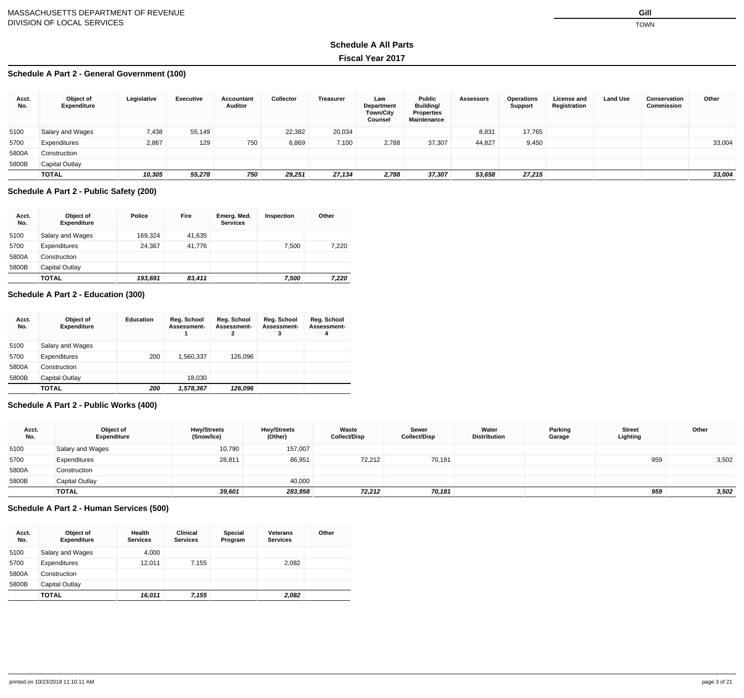MASSACHUSETTS DEPARTMENT OF REVENUE
DIVISION OF LOCAL SERVICES

**Gill**
TOWN

## Schedule A All Parts

**Fiscal Year 2017**

### Schedule A Part 2 - General Government (100)

| Acct. No. | Object of Expenditure | Legislative | Executive | Accountant Auditor | Collector | Treasurer | Law Department Town/City Counsel | Public Building/ Properties Maintenance | Assessors | Operations Support | License and Registration | Land Use | Conservation Commission | Other |
|---|---|---|---|---|---|---|---|---|---|---|---|---|---|---|
| 5100 | Salary and Wages | 7,438 | 55,149 | | 22,382 | 20,034 | | | 8,831 | 17,765 | | | | |
| 5700 | Expenditures | 2,867 | 129 | 750 | 6,869 | 7,100 | 2,788 | 37,307 | 44,827 | 9,450 | | | | 33,004 |
| 5800A | Construction | | | | | | | | | | | | | |
| 5800B | Capital Outlay | | | | | | | | | | | | | |
| | **TOTAL** | ***10,305*** | ***55,278*** | ***750*** | ***29,251*** | ***27,134*** | ***2,788*** | ***37,307*** | ***53,658*** | ***27,215*** | | | | ***33,004*** |

### Schedule A Part 2 - Public Safety (200)

| Acct. No. | Object of Expenditure | Police | Fire | Emerg. Med. Services | Inspection | Other |
|---|---|---|---|---|---|---|
| 5100 | Salary and Wages | 169,324 | 41,635 | | | |
| 5700 | Expenditures | 24,367 | 41,776 | | 7,500 | 7,220 |
| 5800A | Construction | | | | | |
| 5800B | Capital Outlay | | | | | |
| | **TOTAL** | ***193,691*** | ***83,411*** | | ***7,500*** | ***7,220*** |

### Schedule A Part 2 - Education (300)

| Acct. No. | Object of Expenditure | Education | Reg. School Assessment-1 | Reg. School Assessment-2 | Reg. School Assessment-3 | Reg. School Assessment-4 |
|---|---|---|---|---|---|---|
| 5100 | Salary and Wages | | | | | |
| 5700 | Expenditures | 200 | 1,560,337 | 126,096 | | |
| 5800A | Construction | | | | | |
| 5800B | Capital Outlay | | 18,030 | | | |
| | **TOTAL** | ***200*** | ***1,578,367*** | ***126,096*** | | |

### Schedule A Part 2 - Public Works (400)

| Acct. No. | Object of Expenditure | Hwy/Streets (Snow/Ice) | Hwy/Streets (Other) | Waste Collect/Disp | Sewer Collect/Disp | Water Distribution | Parking Garage | Street Lighting | Other |
|---|---|---|---|---|---|---|---|---|---|
| 5100 | Salary and Wages | 10,790 | 157,007 | | | | | | |
| 5700 | Expenditures | 28,811 | 86,951 | 72,212 | 70,181 | | | 959 | 3,502 |
| 5800A | Construction | | | | | | | | |
| 5800B | Capital Outlay | | 40,000 | | | | | | |
| | **TOTAL** | ***39,601*** | ***283,958*** | ***72,212*** | ***70,181*** | | | ***959*** | ***3,502*** |

### Schedule A Part 2 - Human Services (500)

| Acct. No. | Object of Expenditure | Health Services | Clinical Services | Special Program | Veterans Services | Other |
|---|---|---|---|---|---|---|
| 5100 | Salary and Wages | 4,000 | | | | |
| 5700 | Expenditures | 12,011 | 7,155 | | 2,082 | |
| 5800A | Construction | | | | | |
| 5800B | Capital Outlay | | | | | |
| | **TOTAL** | ***16,011*** | ***7,155*** | | ***2,082*** | |

printed on 10/23/2018 11:10:11 AM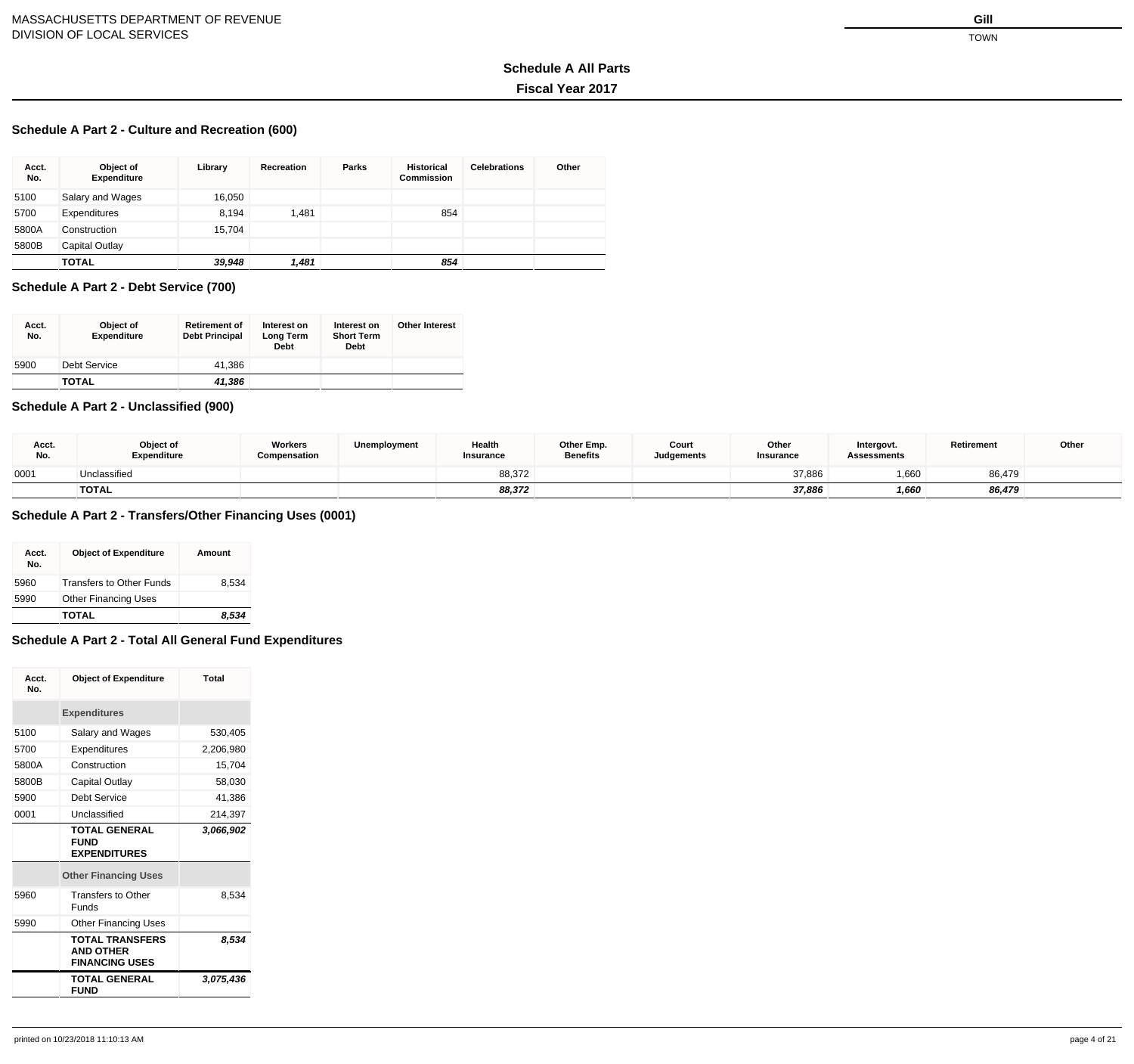MASSACHUSETTS DEPARTMENT OF REVENUE
DIVISION OF LOCAL SERVICES

**Gill**
TOWN

# Schedule A All Parts
## Fiscal Year 2017

### Schedule A Part 2 - Culture and Recreation (600)

| Acct. No. | Object of Expenditure | Library | Recreation | Parks | Historical Commission | Celebrations | Other |
|---|---|---|---|---|---|---|---|
| 5100 | Salary and Wages | 16,050 | | | | | |
| 5700 | Expenditures | 8,194 | 1,481 | | 854 | | |
| 5800A | Construction | 15,704 | | | | | |
| 5800B | Capital Outlay | | | | | | |
| | **TOTAL** | ***39,948*** | ***1,481*** | | ***854*** | | |

### Schedule A Part 2 - Debt Service (700)

| Acct. No. | Object of Expenditure | Retirement of Debt Principal | Interest on Long Term Debt | Interest on Short Term Debt | Other Interest |
|---|---|---|---|---|---|
| 5900 | Debt Service | 41,386 | | | |
| | **TOTAL** | ***41,386*** | | | |

### Schedule A Part 2 - Unclassified (900)

| Acct. No. | Object of Expenditure | Workers Compensation | Unemployment | Health Insurance | Other Emp. Benefits | Court Judgements | Other Insurance | Intergovt. Assessments | Retirement | Other |
|---|---|---|---|---|---|---|---|---|---|---|
| 0001 | Unclassified | | | 88,372 | | | 37,886 | 1,660 | 86,479 | |
| | **TOTAL** | | | ***88,372*** | | | ***37,886*** | ***1,660*** | ***86,479*** | |

### Schedule A Part 2 - Transfers/Other Financing Uses (0001)

| Acct. No. | Object of Expenditure | Amount |
|---|---|---|
| 5960 | Transfers to Other Funds | 8,534 |
| 5990 | Other Financing Uses | |
| | **TOTAL** | ***8,534*** |

### Schedule A Part 2 - Total All General Fund Expenditures

| Acct. No. | Object of Expenditure | Total |
|---|---|---|
| | **Expenditures** | |
| 5100 | Salary and Wages | 530,405 |
| 5700 | Expenditures | 2,206,980 |
| 5800A | Construction | 15,704 |
| 5800B | Capital Outlay | 58,030 |
| 5900 | Debt Service | 41,386 |
| 0001 | Unclassified | 214,397 |
| | **TOTAL GENERAL FUND EXPENDITURES** | ***3,066,902*** |
| | **Other Financing Uses** | |
| 5960 | Transfers to Other Funds | 8,534 |
| 5990 | Other Financing Uses | |
| | **TOTAL TRANSFERS AND OTHER FINANCING USES** | ***8,534*** |
| | **TOTAL GENERAL FUND** | ***3,075,436*** |

printed on 10/23/2018 11:10:13 AM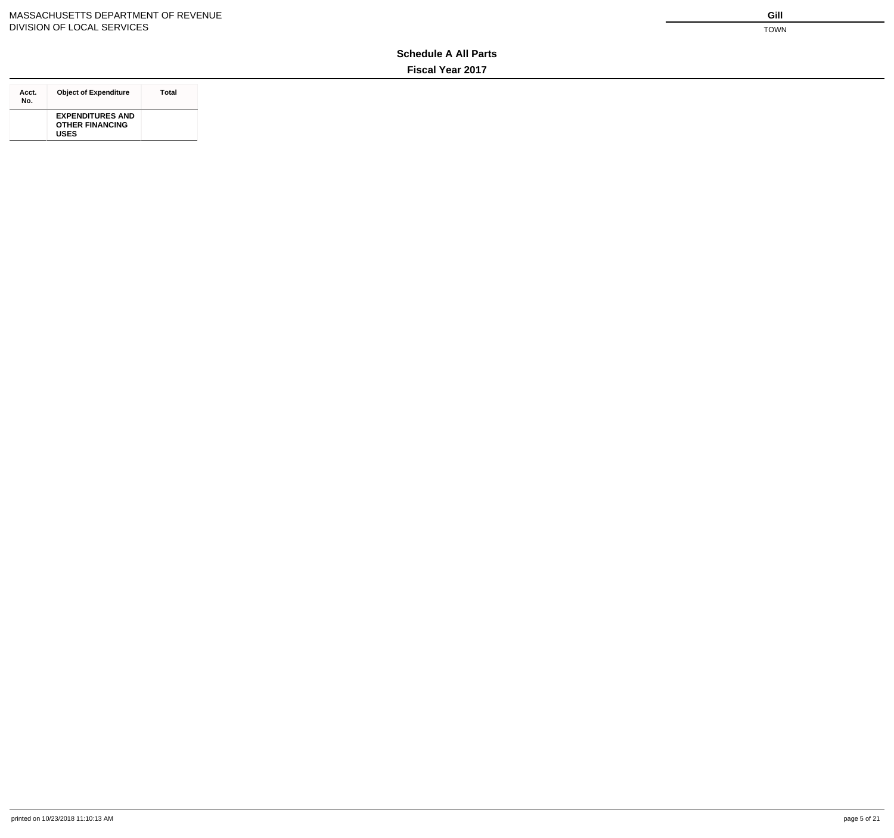MASSACHUSETTS DEPARTMENT OF REVENUE
DIVISION OF LOCAL SERVICES

**Gill**
TOWN

## Schedule A All Parts

### Fiscal Year 2017

| Acct. No. | Object of Expenditure | Total |
|---|---|---|
| | **EXPENDITURES AND OTHER FINANCING USES** | |

printed on 10/23/2018 11:10:13 AM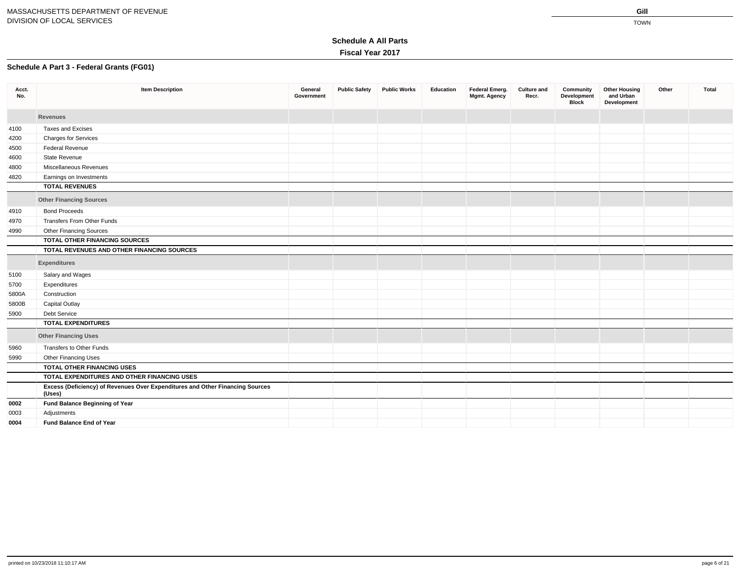MASSACHUSETTS DEPARTMENT OF REVENUE
DIVISION OF LOCAL SERVICES

**Gill**
TOWN

## Schedule A All Parts
### Fiscal Year 2017

### Schedule A Part 3 - Federal Grants (FG01)

| Acct. No. | Item Description | General Government | Public Safety | Public Works | Education | Federal Emerg. Mgmt. Agency | Culture and Recr. | Community Development Block | Other Housing and Urban Development | Other | Total |
|---|---|---|---|---|---|---|---|---|---|---|---|
| | **Revenues** | | | | | | | | | | |
| 4100 | Taxes and Excises | | | | | | | | | | |
| 4200 | Charges for Services | | | | | | | | | | |
| 4500 | Federal Revenue | | | | | | | | | | |
| 4600 | State Revenue | | | | | | | | | | |
| 4800 | Miscellaneous Revenues | | | | | | | | | | |
| 4820 | Earnings on Investments | | | | | | | | | | |
| | **TOTAL REVENUES** | | | | | | | | | | |
| | **Other Financing Sources** | | | | | | | | | | |
| 4910 | Bond Proceeds | | | | | | | | | | |
| 4970 | Transfers From Other Funds | | | | | | | | | | |
| 4990 | Other Financing Sources | | | | | | | | | | |
| | **TOTAL OTHER FINANCING SOURCES** | | | | | | | | | | |
| | **TOTAL REVENUES AND OTHER FINANCING SOURCES** | | | | | | | | | | |
| | **Expenditures** | | | | | | | | | | |
| 5100 | Salary and Wages | | | | | | | | | | |
| 5700 | Expenditures | | | | | | | | | | |
| 5800A | Construction | | | | | | | | | | |
| 5800B | Capital Outlay | | | | | | | | | | |
| 5900 | Debt Service | | | | | | | | | | |
| | **TOTAL EXPENDITURES** | | | | | | | | | | |
| | **Other Financing Uses** | | | | | | | | | | |
| 5960 | Transfers to Other Funds | | | | | | | | | | |
| 5990 | Other Financing Uses | | | | | | | | | | |
| | **TOTAL OTHER FINANCING USES** | | | | | | | | | | |
| | **TOTAL EXPENDITURES AND OTHER FINANCING USES** | | | | | | | | | | |
| | **Excess (Deficiency) of Revenues Over Expenditures and Other Financing Sources (Uses)** | | | | | | | | | | |
| **0002** | **Fund Balance Beginning of Year** | | | | | | | | | | |
| 0003 | Adjustments | | | | | | | | | | |
| **0004** | **Fund Balance End of Year** | | | | | | | | | | |

printed on 10/23/2018 11:10:17 AM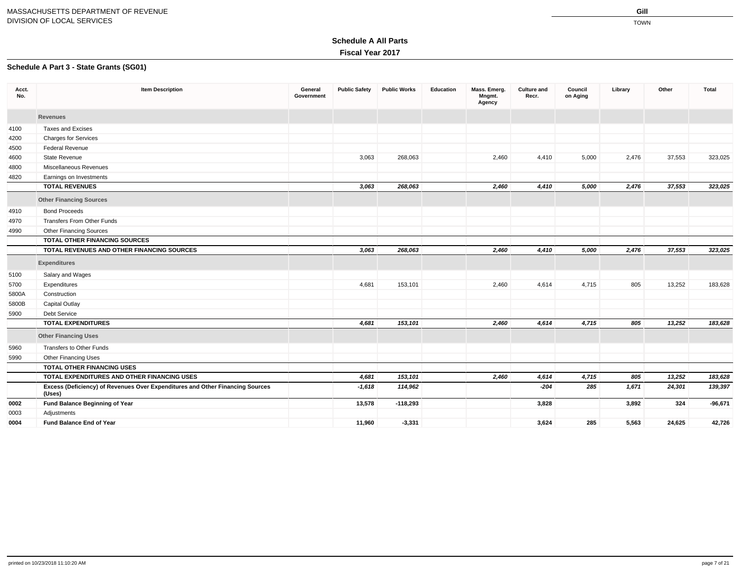MASSACHUSETTS DEPARTMENT OF REVENUE
DIVISION OF LOCAL SERVICES

**Gill**
TOWN

## Schedule A All Parts
### Fiscal Year 2017

### Schedule A Part 3 - State Grants (SG01)

| Acct. No. | Item Description | General Government | Public Safety | Public Works | Education | Mass. Emerg. Mngmt. Agency | Culture and Recr. | Council on Aging | Library | Other | Total |
|---|---|---|---|---|---|---|---|---|---|---|---|
| | **Revenues** | | | | | | | | | | |
| 4100 | Taxes and Excises | | | | | | | | | | |
| 4200 | Charges for Services | | | | | | | | | | |
| 4500 | Federal Revenue | | | | | | | | | | |
| 4600 | State Revenue | | 3,063 | 268,063 | | 2,460 | 4,410 | 5,000 | 2,476 | 37,553 | 323,025 |
| 4800 | Miscellaneous Revenues | | | | | | | | | | |
| 4820 | Earnings on Investments | | | | | | | | | | |
| | **TOTAL REVENUES** | | ***3,063*** | ***268,063*** | | ***2,460*** | ***4,410*** | ***5,000*** | ***2,476*** | ***37,553*** | ***323,025*** |
| | **Other Financing Sources** | | | | | | | | | | |
| 4910 | Bond Proceeds | | | | | | | | | | |
| 4970 | Transfers From Other Funds | | | | | | | | | | |
| 4990 | Other Financing Sources | | | | | | | | | | |
| | **TOTAL OTHER FINANCING SOURCES** | | | | | | | | | | |
| | **TOTAL REVENUES AND OTHER FINANCING SOURCES** | | ***3,063*** | ***268,063*** | | ***2,460*** | ***4,410*** | ***5,000*** | ***2,476*** | ***37,553*** | ***323,025*** |
| | **Expenditures** | | | | | | | | | | |
| 5100 | Salary and Wages | | | | | | | | | | |
| 5700 | Expenditures | | 4,681 | 153,101 | | 2,460 | 4,614 | 4,715 | 805 | 13,252 | 183,628 |
| 5800A | Construction | | | | | | | | | | |
| 5800B | Capital Outlay | | | | | | | | | | |
| 5900 | Debt Service | | | | | | | | | | |
| | **TOTAL EXPENDITURES** | | ***4,681*** | ***153,101*** | | ***2,460*** | ***4,614*** | ***4,715*** | ***805*** | ***13,252*** | ***183,628*** |
| | **Other Financing Uses** | | | | | | | | | | |
| 5960 | Transfers to Other Funds | | | | | | | | | | |
| 5990 | Other Financing Uses | | | | | | | | | | |
| | **TOTAL OTHER FINANCING USES** | | | | | | | | | | |
| | **TOTAL EXPENDITURES AND OTHER FINANCING USES** | | ***4,681*** | ***153,101*** | | ***2,460*** | ***4,614*** | ***4,715*** | ***805*** | ***13,252*** | ***183,628*** |
| | **Excess (Deficiency) of Revenues Over Expenditures and Other Financing Sources (Uses)** | | ***-1,618*** | ***114,962*** | | | ***-204*** | ***285*** | ***1,671*** | ***24,301*** | ***139,397*** |
| **0002** | **Fund Balance Beginning of Year** | | **13,578** | **-118,293** | | | **3,828** | | **3,892** | **324** | **-96,671** |
| 0003 | Adjustments | | | | | | | | | | |
| **0004** | **Fund Balance End of Year** | | **11,960** | **-3,331** | | | **3,624** | **285** | **5,563** | **24,625** | **42,726** |

printed on 10/23/2018 11:10:20 AM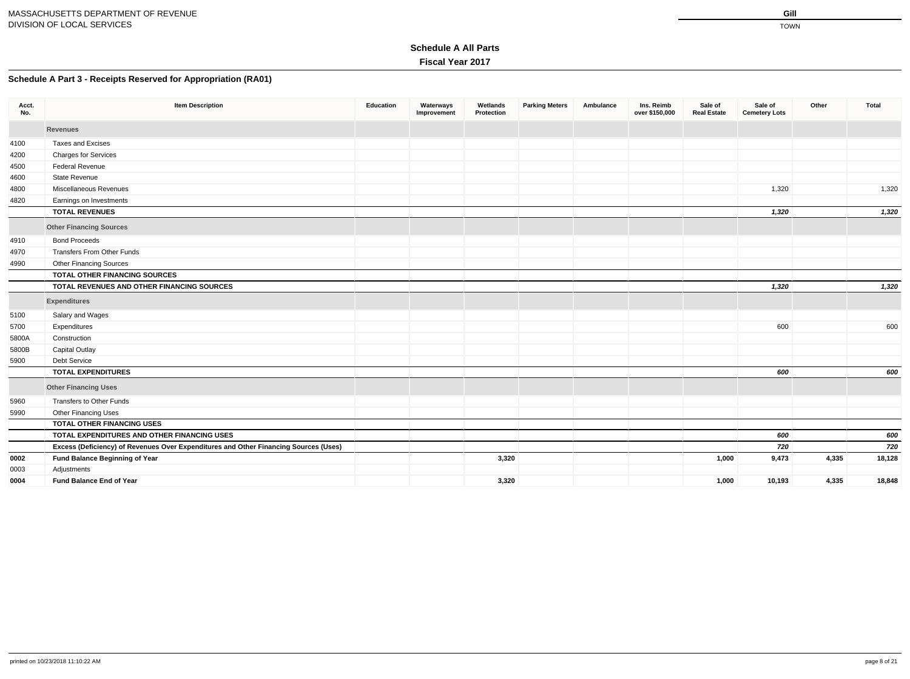MASSACHUSETTS DEPARTMENT OF REVENUE
DIVISION OF LOCAL SERVICES

**Gill**
TOWN

## Schedule A All Parts

### Fiscal Year 2017

### Schedule A Part 3 - Receipts Reserved for Appropriation (RA01)

| Acct. No. | Item Description | Education | Waterways Improvement | Wetlands Protection | Parking Meters | Ambulance | Ins. Reimb over $150,000 | Sale of Real Estate | Sale of Cemetery Lots | Other | Total |
|---|---|---|---|---|---|---|---|---|---|---|---|
| | **Revenues** | | | | | | | | | | |
| 4100 | Taxes and Excises | | | | | | | | | | |
| 4200 | Charges for Services | | | | | | | | | | |
| 4500 | Federal Revenue | | | | | | | | | | |
| 4600 | State Revenue | | | | | | | | | | |
| 4800 | Miscellaneous Revenues | | | | | | | | 1,320 | | 1,320 |
| 4820 | Earnings on Investments | | | | | | | | | | |
| | **TOTAL REVENUES** | | | | | | | | ***1,320*** | | ***1,320*** |
| | **Other Financing Sources** | | | | | | | | | | |
| 4910 | Bond Proceeds | | | | | | | | | | |
| 4970 | Transfers From Other Funds | | | | | | | | | | |
| 4990 | Other Financing Sources | | | | | | | | | | |
| | **TOTAL OTHER FINANCING SOURCES** | | | | | | | | | | |
| | **TOTAL REVENUES AND OTHER FINANCING SOURCES** | | | | | | | | ***1,320*** | | ***1,320*** |
| | **Expenditures** | | | | | | | | | | |
| 5100 | Salary and Wages | | | | | | | | | | |
| 5700 | Expenditures | | | | | | | | 600 | | 600 |
| 5800A | Construction | | | | | | | | | | |
| 5800B | Capital Outlay | | | | | | | | | | |
| 5900 | Debt Service | | | | | | | | | | |
| | **TOTAL EXPENDITURES** | | | | | | | | ***600*** | | ***600*** |
| | **Other Financing Uses** | | | | | | | | | | |
| 5960 | Transfers to Other Funds | | | | | | | | | | |
| 5990 | Other Financing Uses | | | | | | | | | | |
| | **TOTAL OTHER FINANCING USES** | | | | | | | | | | |
| | **TOTAL EXPENDITURES AND OTHER FINANCING USES** | | | | | | | | ***600*** | | ***600*** |
| | **Excess (Deficiency) of Revenues Over Expenditures and Other Financing Sources (Uses)** | | | | | | | | ***720*** | | ***720*** |
| **0002** | **Fund Balance Beginning of Year** | | | **3,320** | | | | **1,000** | **9,473** | **4,335** | **18,128** |
| 0003 | Adjustments | | | | | | | | | | |
| **0004** | **Fund Balance End of Year** | | | **3,320** | | | | **1,000** | **10,193** | **4,335** | **18,848** |

printed on 10/23/2018 11:10:22 AM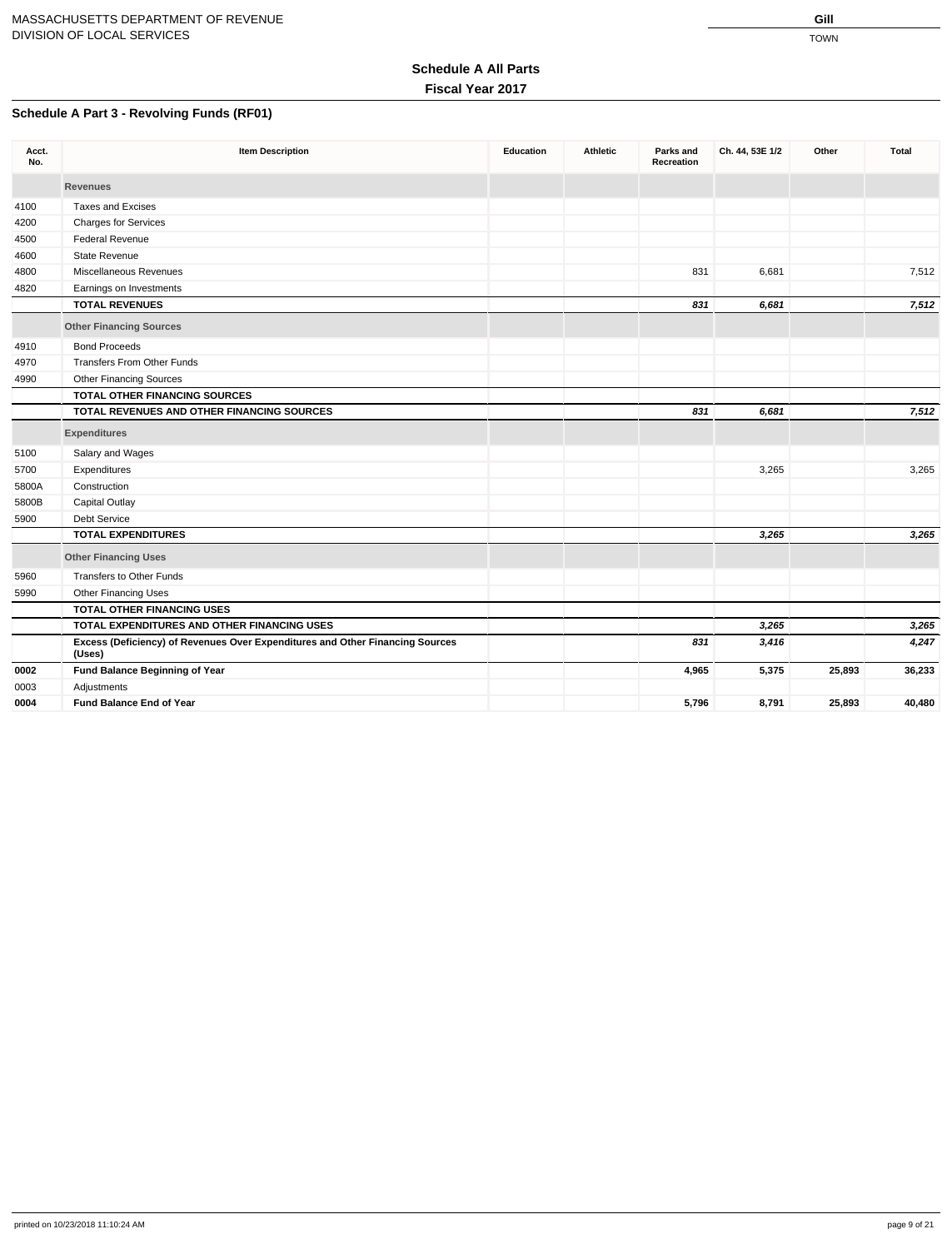MASSACHUSETTS DEPARTMENT OF REVENUE
DIVISION OF LOCAL SERVICES

**Gill**
TOWN

## Schedule A All Parts
## Fiscal Year 2017

### Schedule A Part 3 - Revolving Funds (RF01)

| Acct. No. | Item Description | Education | Athletic | Parks and Recreation | Ch. 44, 53E 1/2 | Other | Total |
|---|---|---|---|---|---|---|---|
| | **Revenues** | | | | | | |
| 4100 | Taxes and Excises | | | | | | |
| 4200 | Charges for Services | | | | | | |
| 4500 | Federal Revenue | | | | | | |
| 4600 | State Revenue | | | | | | |
| 4800 | Miscellaneous Revenues | | | 831 | 6,681 | | 7,512 |
| 4820 | Earnings on Investments | | | | | | |
| | **TOTAL REVENUES** | | | ***831*** | ***6,681*** | | ***7,512*** |
| | **Other Financing Sources** | | | | | | |
| 4910 | Bond Proceeds | | | | | | |
| 4970 | Transfers From Other Funds | | | | | | |
| 4990 | Other Financing Sources | | | | | | |
| | **TOTAL OTHER FINANCING SOURCES** | | | | | | |
| | **TOTAL REVENUES AND OTHER FINANCING SOURCES** | | | ***831*** | ***6,681*** | | ***7,512*** |
| | **Expenditures** | | | | | | |
| 5100 | Salary and Wages | | | | | | |
| 5700 | Expenditures | | | | 3,265 | | 3,265 |
| 5800A | Construction | | | | | | |
| 5800B | Capital Outlay | | | | | | |
| 5900 | Debt Service | | | | | | |
| | **TOTAL EXPENDITURES** | | | | ***3,265*** | | ***3,265*** |
| | **Other Financing Uses** | | | | | | |
| 5960 | Transfers to Other Funds | | | | | | |
| 5990 | Other Financing Uses | | | | | | |
| | **TOTAL OTHER FINANCING USES** | | | | | | |
| | **TOTAL EXPENDITURES AND OTHER FINANCING USES** | | | | ***3,265*** | | ***3,265*** |
| | **Excess (Deficiency) of Revenues Over Expenditures and Other Financing Sources (Uses)** | | | ***831*** | ***3,416*** | | ***4,247*** |
| **0002** | **Fund Balance Beginning of Year** | | | **4,965** | **5,375** | **25,893** | **36,233** |
| 0003 | Adjustments | | | | | | |
| **0004** | **Fund Balance End of Year** | | | **5,796** | **8,791** | **25,893** | **40,480** |

printed on 10/23/2018 11:10:24 AM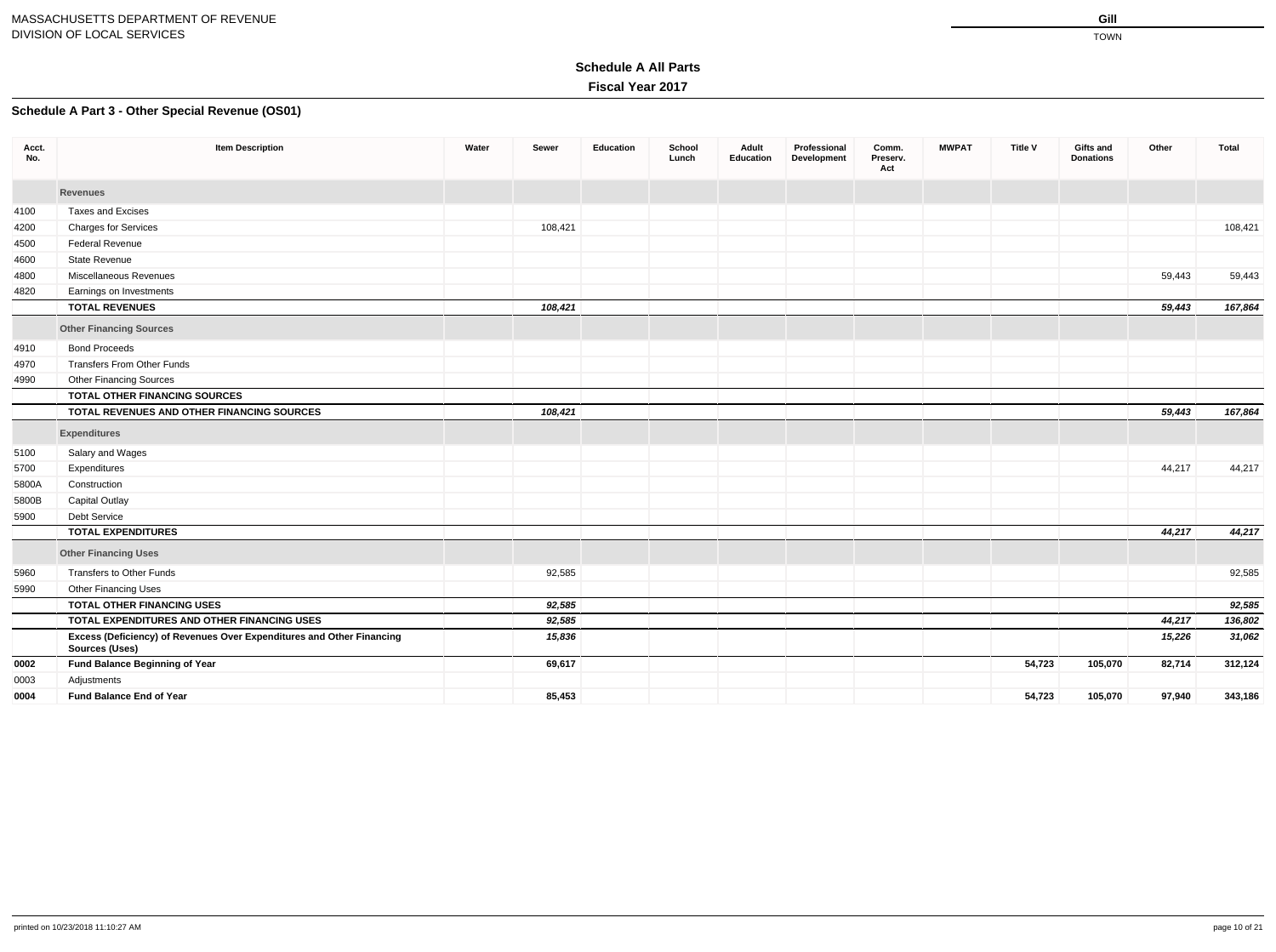MASSACHUSETTS DEPARTMENT OF REVENUE
DIVISION OF LOCAL SERVICES

**Gill**
TOWN

## Schedule A All Parts

**Fiscal Year 2017**

### Schedule A Part 3 - Other Special Revenue (OS01)

| Acct. No. | Item Description | Water | Sewer | Education | School Lunch | Adult Education | Professional Development | Comm. Preserv. Act | MWPAT | Title V | Gifts and Donations | Other | Total |
|---|---|---|---|---|---|---|---|---|---|---|---|---|---|
| | **Revenues** | | | | | | | | | | | | |
| 4100 | Taxes and Excises | | | | | | | | | | | | |
| 4200 | Charges for Services | | 108,421 | | | | | | | | | | 108,421 |
| 4500 | Federal Revenue | | | | | | | | | | | | |
| 4600 | State Revenue | | | | | | | | | | | | |
| 4800 | Miscellaneous Revenues | | | | | | | | | | | 59,443 | 59,443 |
| 4820 | Earnings on Investments | | | | | | | | | | | | |
| | **TOTAL REVENUES** | | ***108,421*** | | | | | | | | | ***59,443*** | ***167,864*** |
| | **Other Financing Sources** | | | | | | | | | | | | |
| 4910 | Bond Proceeds | | | | | | | | | | | | |
| 4970 | Transfers From Other Funds | | | | | | | | | | | | |
| 4990 | Other Financing Sources | | | | | | | | | | | | |
| | **TOTAL OTHER FINANCING SOURCES** | | | | | | | | | | | | |
| | **TOTAL REVENUES AND OTHER FINANCING SOURCES** | | ***108,421*** | | | | | | | | | ***59,443*** | ***167,864*** |
| | **Expenditures** | | | | | | | | | | | | |
| 5100 | Salary and Wages | | | | | | | | | | | | |
| 5700 | Expenditures | | | | | | | | | | | 44,217 | 44,217 |
| 5800A | Construction | | | | | | | | | | | | |
| 5800B | Capital Outlay | | | | | | | | | | | | |
| 5900 | Debt Service | | | | | | | | | | | | |
| | **TOTAL EXPENDITURES** | | | | | | | | | | | ***44,217*** | ***44,217*** |
| | **Other Financing Uses** | | | | | | | | | | | | |
| 5960 | Transfers to Other Funds | | 92,585 | | | | | | | | | | 92,585 |
| 5990 | Other Financing Uses | | | | | | | | | | | | |
| | **TOTAL OTHER FINANCING USES** | | ***92,585*** | | | | | | | | | | ***92,585*** |
| | **TOTAL EXPENDITURES AND OTHER FINANCING USES** | | ***92,585*** | | | | | | | | | ***44,217*** | ***136,802*** |
| | **Excess (Deficiency) of Revenues Over Expenditures and Other Financing Sources (Uses)** | | ***15,836*** | | | | | | | | | ***15,226*** | ***31,062*** |
| **0002** | **Fund Balance Beginning of Year** | | **69,617** | | | | | | | **54,723** | **105,070** | **82,714** | **312,124** |
| 0003 | Adjustments | | | | | | | | | | | | |
| **0004** | **Fund Balance End of Year** | | **85,453** | | | | | | | **54,723** | **105,070** | **97,940** | **343,186** |

printed on 10/23/2018 11:10:27 AM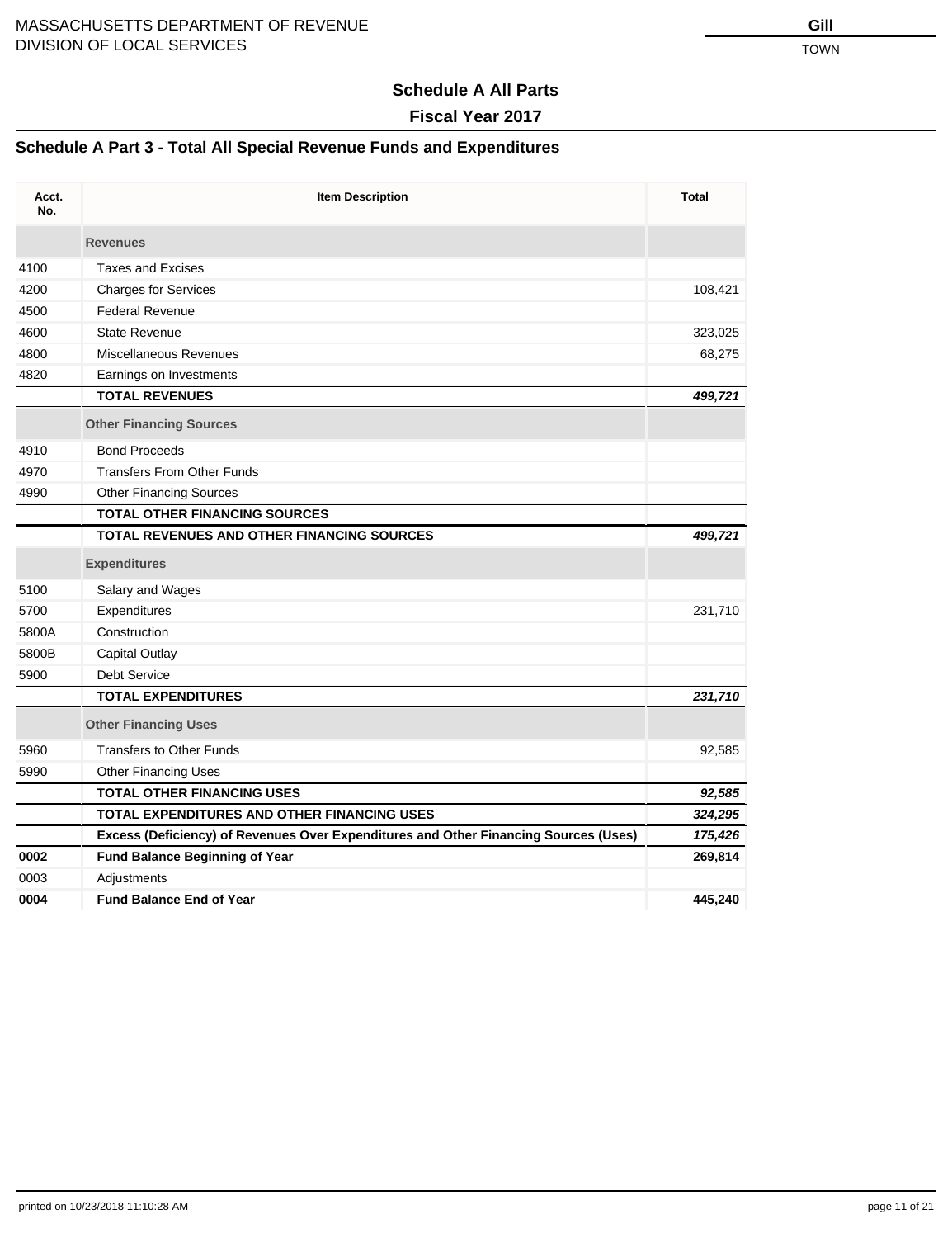MASSACHUSETTS DEPARTMENT OF REVENUE
DIVISION OF LOCAL SERVICES

**Gill**
TOWN

## Schedule A All Parts

## Fiscal Year 2017

### Schedule A Part 3 - Total All Special Revenue Funds and Expenditures

| Acct. No. | Item Description | Total |
|---|---|---|
| | **Revenues** | |
| 4100 | Taxes and Excises | |
| 4200 | Charges for Services | 108,421 |
| 4500 | Federal Revenue | |
| 4600 | State Revenue | 323,025 |
| 4800 | Miscellaneous Revenues | 68,275 |
| 4820 | Earnings on Investments | |
| | **TOTAL REVENUES** | ***499,721*** |
| | **Other Financing Sources** | |
| 4910 | Bond Proceeds | |
| 4970 | Transfers From Other Funds | |
| 4990 | Other Financing Sources | |
| | **TOTAL OTHER FINANCING SOURCES** | |
| | **TOTAL REVENUES AND OTHER FINANCING SOURCES** | ***499,721*** |
| | **Expenditures** | |
| 5100 | Salary and Wages | |
| 5700 | Expenditures | 231,710 |
| 5800A | Construction | |
| 5800B | Capital Outlay | |
| 5900 | Debt Service | |
| | **TOTAL EXPENDITURES** | ***231,710*** |
| | **Other Financing Uses** | |
| 5960 | Transfers to Other Funds | 92,585 |
| 5990 | Other Financing Uses | |
| | **TOTAL OTHER FINANCING USES** | ***92,585*** |
| | **TOTAL EXPENDITURES AND OTHER FINANCING USES** | ***324,295*** |
| | **Excess (Deficiency) of Revenues Over Expenditures and Other Financing Sources (Uses)** | ***175,426*** |
| **0002** | **Fund Balance Beginning of Year** | **269,814** |
| 0003 | Adjustments | |
| **0004** | **Fund Balance End of Year** | **445,240** |

printed on 10/23/2018 11:10:28 AM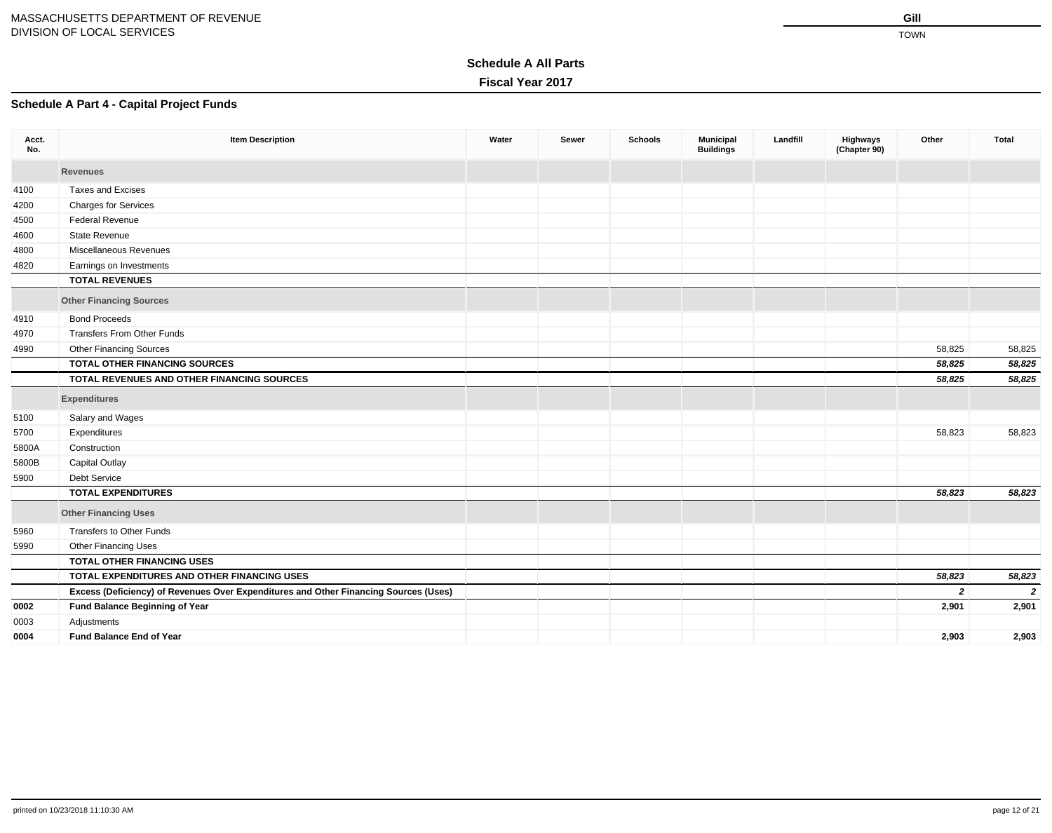MASSACHUSETTS DEPARTMENT OF REVENUE
DIVISION OF LOCAL SERVICES

**Gill**
TOWN

## Schedule A All Parts

### Fiscal Year 2017

### Schedule A Part 4 - Capital Project Funds

| Acct. No. | Item Description | Water | Sewer | Schools | Municipal Buildings | Landfill | Highways (Chapter 90) | Other | Total |
|---|---|---|---|---|---|---|---|---|---|
| | **Revenues** | | | | | | | | |
| 4100 | Taxes and Excises | | | | | | | | |
| 4200 | Charges for Services | | | | | | | | |
| 4500 | Federal Revenue | | | | | | | | |
| 4600 | State Revenue | | | | | | | | |
| 4800 | Miscellaneous Revenues | | | | | | | | |
| 4820 | Earnings on Investments | | | | | | | | |
| | **TOTAL REVENUES** | | | | | | | | |
| | **Other Financing Sources** | | | | | | | | |
| 4910 | Bond Proceeds | | | | | | | | |
| 4970 | Transfers From Other Funds | | | | | | | | |
| 4990 | Other Financing Sources | | | | | | | 58,825 | 58,825 |
| | **TOTAL OTHER FINANCING SOURCES** | | | | | | | ***58,825*** | ***58,825*** |
| | **TOTAL REVENUES AND OTHER FINANCING SOURCES** | | | | | | | ***58,825*** | ***58,825*** |
| | **Expenditures** | | | | | | | | |
| 5100 | Salary and Wages | | | | | | | | |
| 5700 | Expenditures | | | | | | | 58,823 | 58,823 |
| 5800A | Construction | | | | | | | | |
| 5800B | Capital Outlay | | | | | | | | |
| 5900 | Debt Service | | | | | | | | |
| | **TOTAL EXPENDITURES** | | | | | | | ***58,823*** | ***58,823*** |
| | **Other Financing Uses** | | | | | | | | |
| 5960 | Transfers to Other Funds | | | | | | | | |
| 5990 | Other Financing Uses | | | | | | | | |
| | **TOTAL OTHER FINANCING USES** | | | | | | | | |
| | **TOTAL EXPENDITURES AND OTHER FINANCING USES** | | | | | | | ***58,823*** | ***58,823*** |
| | **Excess (Deficiency) of Revenues Over Expenditures and Other Financing Sources (Uses)** | | | | | | | ***2*** | ***2*** |
| **0002** | **Fund Balance Beginning of Year** | | | | | | | **2,901** | **2,901** |
| 0003 | Adjustments | | | | | | | | |
| **0004** | **Fund Balance End of Year** | | | | | | | **2,903** | **2,903** |

printed on 10/23/2018 11:10:30 AM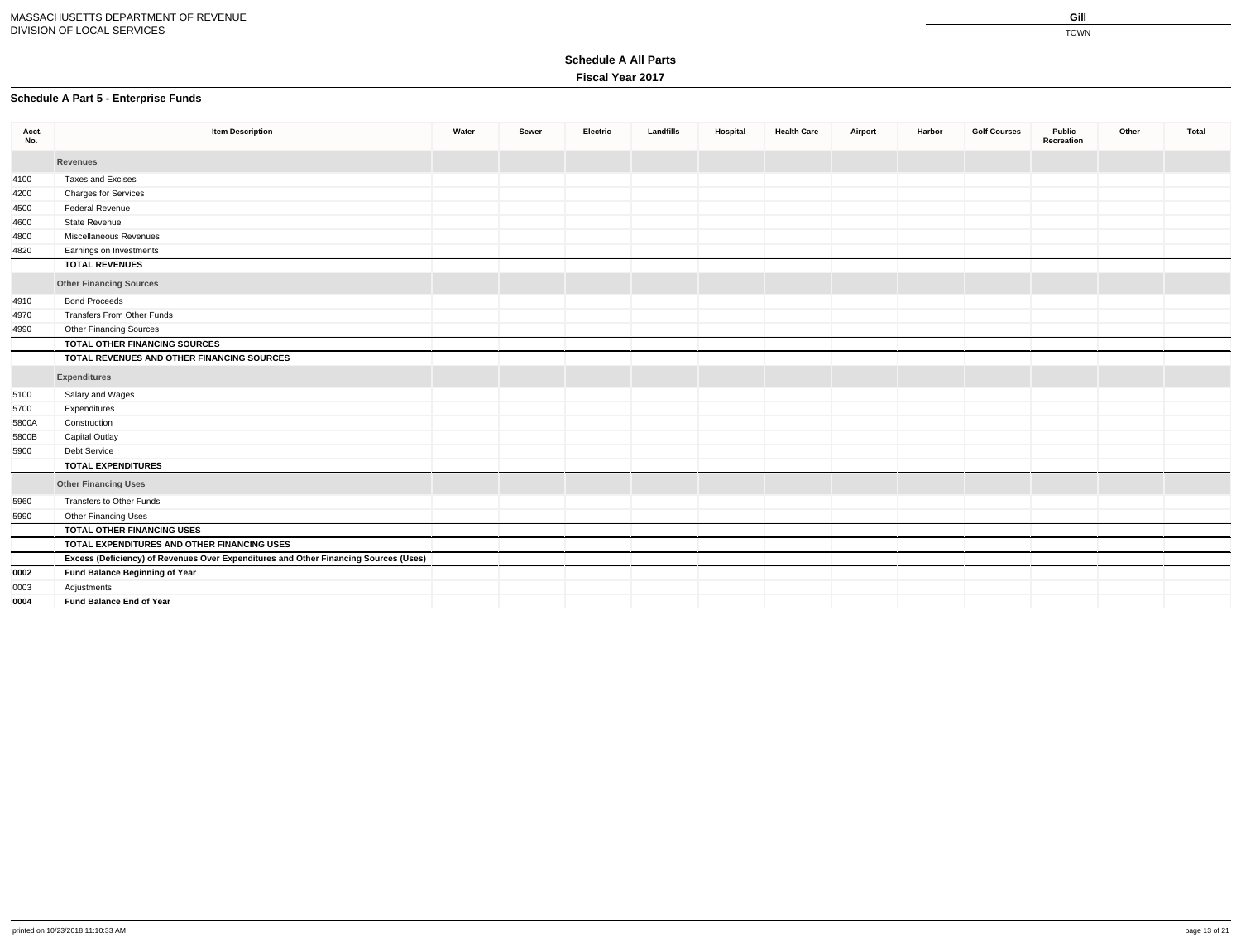MASSACHUSETTS DEPARTMENT OF REVENUE
DIVISION OF LOCAL SERVICES

**Gill**
TOWN

## Schedule A All Parts
## Fiscal Year 2017

### Schedule A Part 5 - Enterprise Funds

| Acct. No. | Item Description | Water | Sewer | Electric | Landfills | Hospital | Health Care | Airport | Harbor | Golf Courses | Public Recreation | Other | Total |
|---|---|---|---|---|---|---|---|---|---|---|---|---|---|
| | **Revenues** | | | | | | | | | | | | |
| 4100 | Taxes and Excises | | | | | | | | | | | | |
| 4200 | Charges for Services | | | | | | | | | | | | |
| 4500 | Federal Revenue | | | | | | | | | | | | |
| 4600 | State Revenue | | | | | | | | | | | | |
| 4800 | Miscellaneous Revenues | | | | | | | | | | | | |
| 4820 | Earnings on Investments | | | | | | | | | | | | |
| | **TOTAL REVENUES** | | | | | | | | | | | | |
| | **Other Financing Sources** | | | | | | | | | | | | |
| 4910 | Bond Proceeds | | | | | | | | | | | | |
| 4970 | Transfers From Other Funds | | | | | | | | | | | | |
| 4990 | Other Financing Sources | | | | | | | | | | | | |
| | **TOTAL OTHER FINANCING SOURCES** | | | | | | | | | | | | |
| | **TOTAL REVENUES AND OTHER FINANCING SOURCES** | | | | | | | | | | | | |
| | **Expenditures** | | | | | | | | | | | | |
| 5100 | Salary and Wages | | | | | | | | | | | | |
| 5700 | Expenditures | | | | | | | | | | | | |
| 5800A | Construction | | | | | | | | | | | | |
| 5800B | Capital Outlay | | | | | | | | | | | | |
| 5900 | Debt Service | | | | | | | | | | | | |
| | **TOTAL EXPENDITURES** | | | | | | | | | | | | |
| | **Other Financing Uses** | | | | | | | | | | | | |
| 5960 | Transfers to Other Funds | | | | | | | | | | | | |
| 5990 | Other Financing Uses | | | | | | | | | | | | |
| | **TOTAL OTHER FINANCING USES** | | | | | | | | | | | | |
| | **TOTAL EXPENDITURES AND OTHER FINANCING USES** | | | | | | | | | | | | |
| | **Excess (Deficiency) of Revenues Over Expenditures and Other Financing Sources (Uses)** | | | | | | | | | | | | |
| **0002** | **Fund Balance Beginning of Year** | | | | | | | | | | | | |
| 0003 | Adjustments | | | | | | | | | | | | |
| **0004** | **Fund Balance End of Year** | | | | | | | | | | | | |

printed on 10/23/2018 11:10:33 AM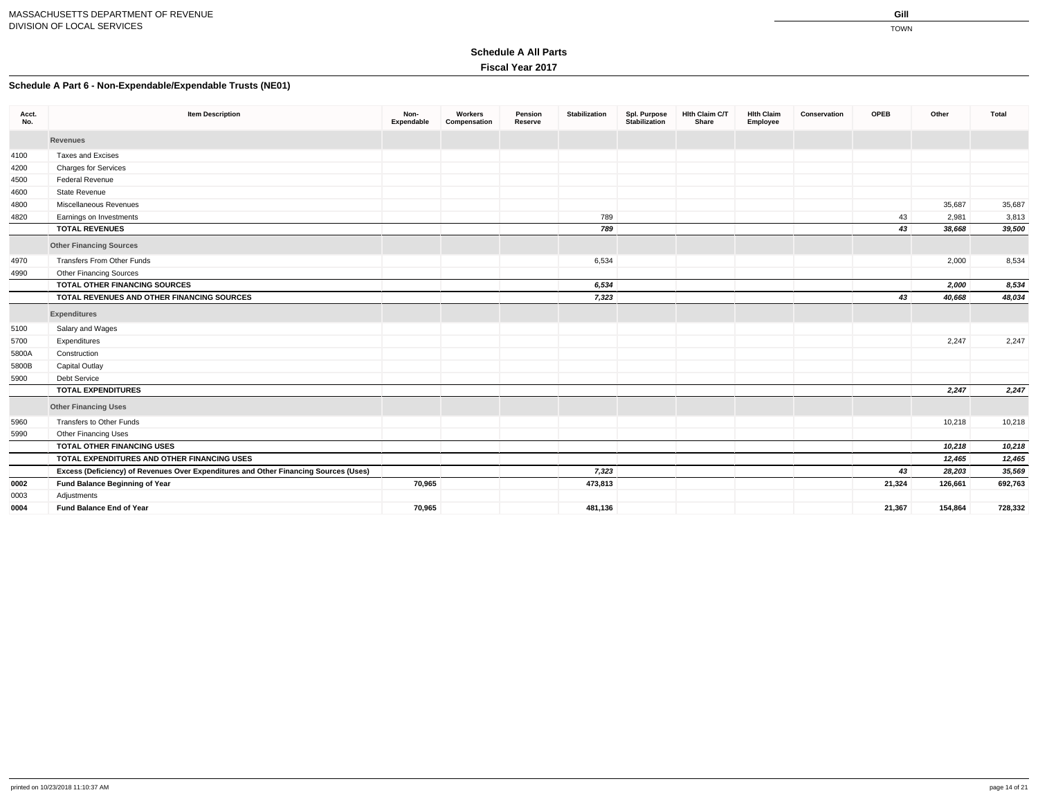MASSACHUSETTS DEPARTMENT OF REVENUE
DIVISION OF LOCAL SERVICES

**Gill**
TOWN

## Schedule A All Parts

### Fiscal Year 2017

### Schedule A Part 6 - Non-Expendable/Expendable Trusts (NE01)

| Acct. No. | Item Description | Non-Expendable | Workers Compensation | Pension Reserve | Stabilization | Spl. Purpose Stabilization | Hlth Claim C/T Share | Hlth Claim Employee | Conservation | OPEB | Other | Total |
|---|---|---|---|---|---|---|---|---|---|---|---|---|
| | **Revenues** | | | | | | | | | | | |
| 4100 | Taxes and Excises | | | | | | | | | | | |
| 4200 | Charges for Services | | | | | | | | | | | |
| 4500 | Federal Revenue | | | | | | | | | | | |
| 4600 | State Revenue | | | | | | | | | | | |
| 4800 | Miscellaneous Revenues | | | | | | | | | | 35,687 | 35,687 |
| 4820 | Earnings on Investments | | | | 789 | | | | | 43 | 2,981 | 3,813 |
| | **TOTAL REVENUES** | | | | ***789*** | | | | | ***43*** | ***38,668*** | ***39,500*** |
| | **Other Financing Sources** | | | | | | | | | | | |
| 4970 | Transfers From Other Funds | | | | 6,534 | | | | | | 2,000 | 8,534 |
| 4990 | Other Financing Sources | | | | | | | | | | | |
| | **TOTAL OTHER FINANCING SOURCES** | | | | ***6,534*** | | | | | | ***2,000*** | ***8,534*** |
| | **TOTAL REVENUES AND OTHER FINANCING SOURCES** | | | | ***7,323*** | | | | | ***43*** | ***40,668*** | ***48,034*** |
| | **Expenditures** | | | | | | | | | | | |
| 5100 | Salary and Wages | | | | | | | | | | | |
| 5700 | Expenditures | | | | | | | | | | 2,247 | 2,247 |
| 5800A | Construction | | | | | | | | | | | |
| 5800B | Capital Outlay | | | | | | | | | | | |
| 5900 | Debt Service | | | | | | | | | | | |
| | **TOTAL EXPENDITURES** | | | | | | | | | | ***2,247*** | ***2,247*** |
| | **Other Financing Uses** | | | | | | | | | | | |
| 5960 | Transfers to Other Funds | | | | | | | | | | 10,218 | 10,218 |
| 5990 | Other Financing Uses | | | | | | | | | | | |
| | **TOTAL OTHER FINANCING USES** | | | | | | | | | | ***10,218*** | ***10,218*** |
| | **TOTAL EXPENDITURES AND OTHER FINANCING USES** | | | | | | | | | | ***12,465*** | ***12,465*** |
| | **Excess (Deficiency) of Revenues Over Expenditures and Other Financing Sources (Uses)** | | | | ***7,323*** | | | | | ***43*** | ***28,203*** | ***35,569*** |
| **0002** | **Fund Balance Beginning of Year** | **70,965** | | | **473,813** | | | | | **21,324** | **126,661** | **692,763** |
| 0003 | Adjustments | | | | | | | | | | | |
| **0004** | **Fund Balance End of Year** | **70,965** | | | **481,136** | | | | | **21,367** | **154,864** | **728,332** |

printed on 10/23/2018 11:10:37 AM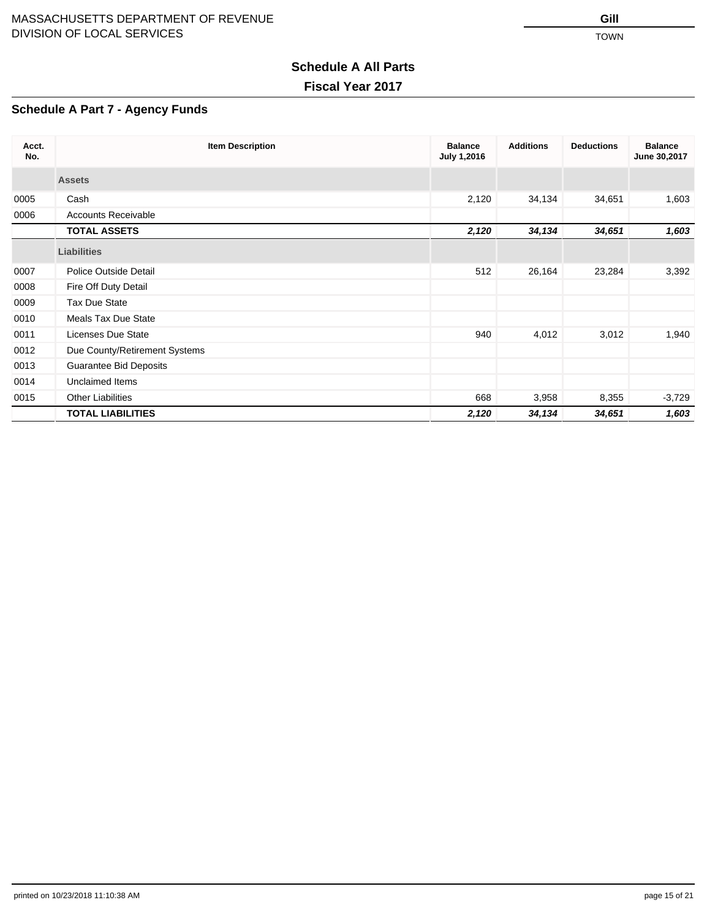MASSACHUSETTS DEPARTMENT OF REVENUE
DIVISION OF LOCAL SERVICES

**Gill**
TOWN

## Schedule A All Parts

## Fiscal Year 2017

### Schedule A Part 7 - Agency Funds

| Acct. No. | Item Description | Balance July 1,2016 | Additions | Deductions | Balance June 30,2017 |
|---|---|---|---|---|---|
| | **Assets** | | | | |
| 0005 | Cash | 2,120 | 34,134 | 34,651 | 1,603 |
| 0006 | Accounts Receivable | | | | |
| | **TOTAL ASSETS** | ***2,120*** | ***34,134*** | ***34,651*** | ***1,603*** |
| | **Liabilities** | | | | |
| 0007 | Police Outside Detail | 512 | 26,164 | 23,284 | 3,392 |
| 0008 | Fire Off Duty Detail | | | | |
| 0009 | Tax Due State | | | | |
| 0010 | Meals Tax Due State | | | | |
| 0011 | Licenses Due State | 940 | 4,012 | 3,012 | 1,940 |
| 0012 | Due County/Retirement Systems | | | | |
| 0013 | Guarantee Bid Deposits | | | | |
| 0014 | Unclaimed Items | | | | |
| 0015 | Other Liabilities | 668 | 3,958 | 8,355 | -3,729 |
| | **TOTAL LIABILITIES** | ***2,120*** | ***34,134*** | ***34,651*** | ***1,603*** |

printed on 10/23/2018 11:10:38 AM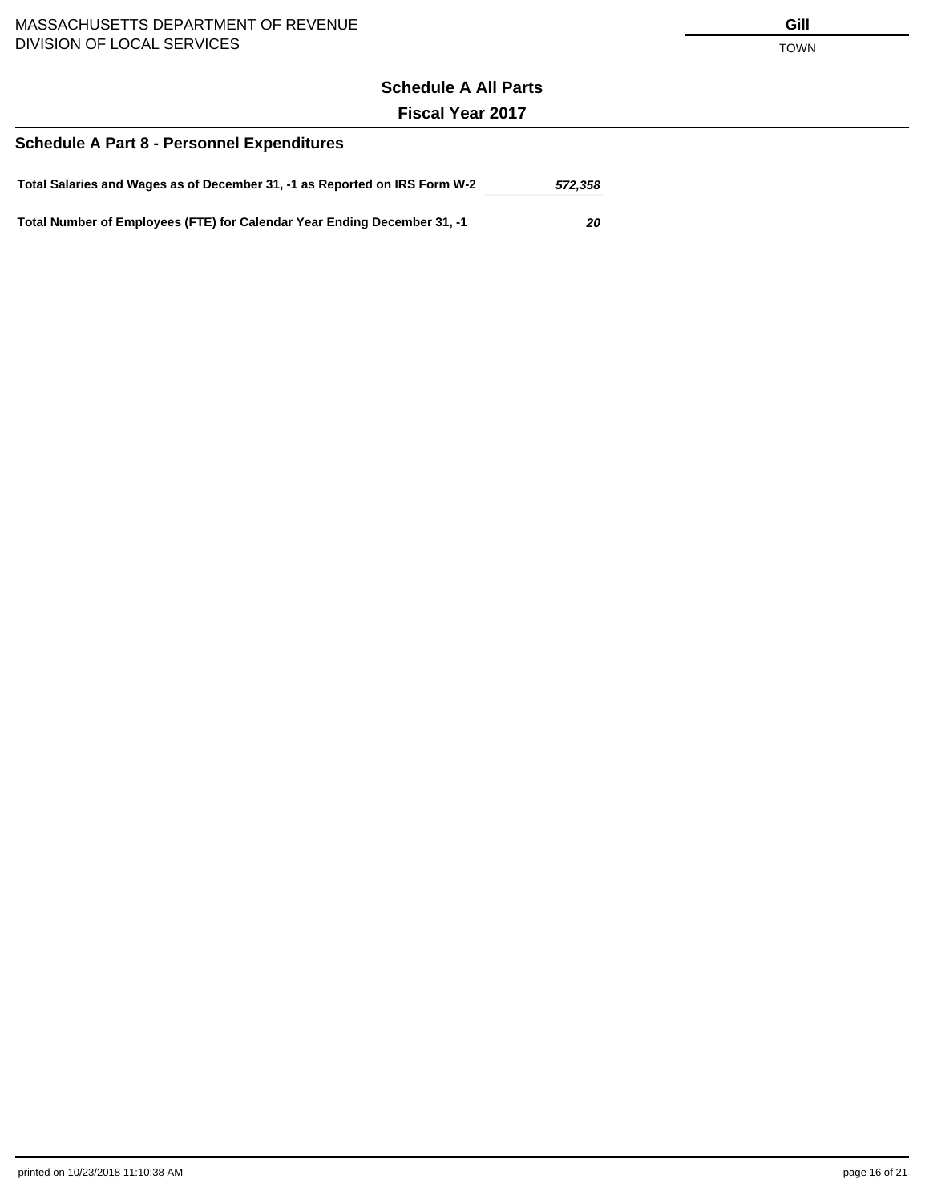MASSACHUSETTS DEPARTMENT OF REVENUE
DIVISION OF LOCAL SERVICES

**Gill**
TOWN

## Schedule A All Parts

## Fiscal Year 2017

### Schedule A Part 8 - Personnel Expenditures

| | |
|---|---|
| **Total Salaries and Wages as of December 31, -1 as Reported on IRS Form W-2** | ***572,358*** |
| **Total Number of Employees (FTE) for Calendar Year Ending December 31, -1** | ***20*** |

printed on 10/23/2018 11:10:38 AM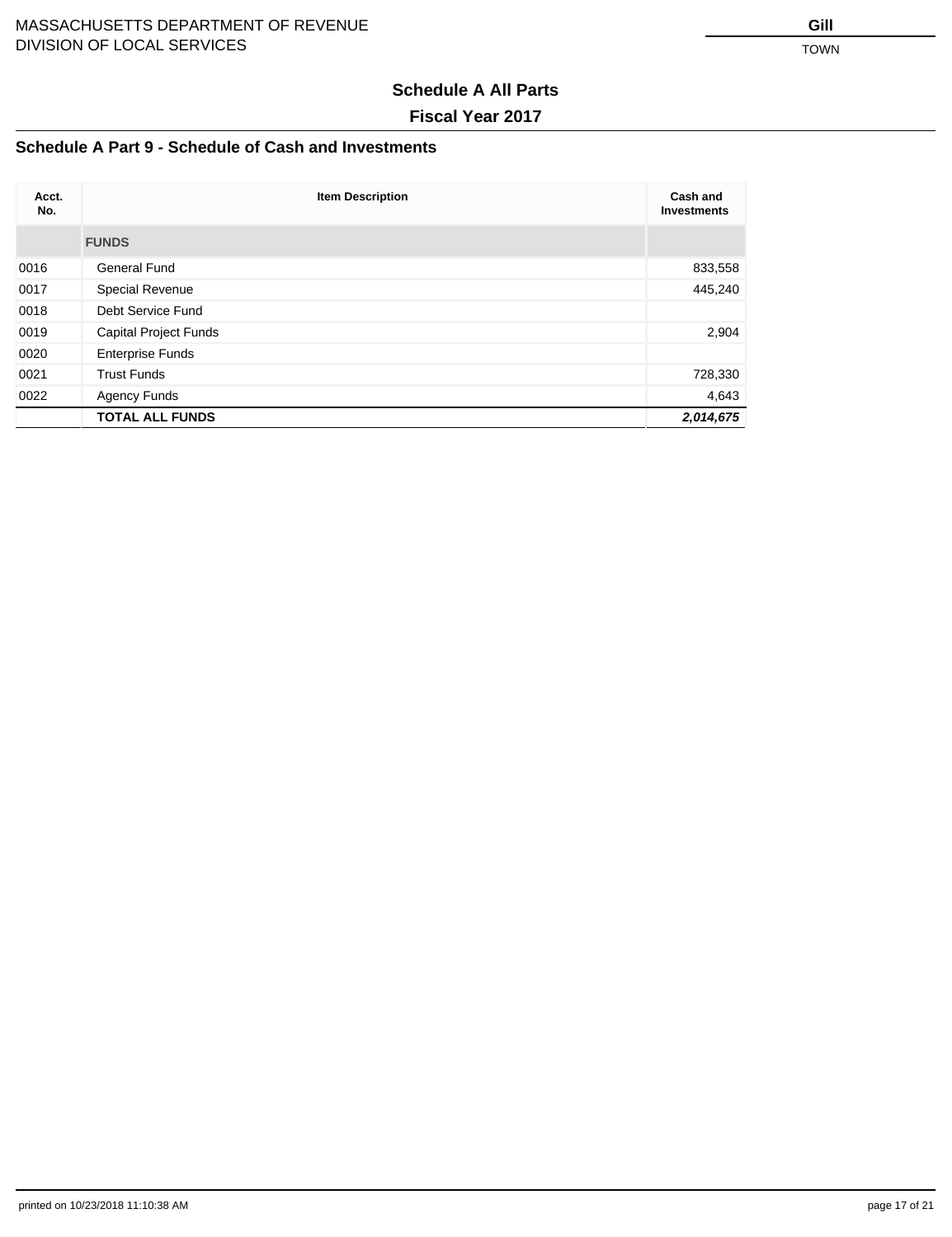MASSACHUSETTS DEPARTMENT OF REVENUE
DIVISION OF LOCAL SERVICES

**Gill**
TOWN

## Schedule A All Parts

## Fiscal Year 2017

### Schedule A Part 9 - Schedule of Cash and Investments

| Acct. No. | Item Description | Cash and Investments |
|---|---|---|
| | **FUNDS** | |
| 0016 | General Fund | 833,558 |
| 0017 | Special Revenue | 445,240 |
| 0018 | Debt Service Fund | |
| 0019 | Capital Project Funds | 2,904 |
| 0020 | Enterprise Funds | |
| 0021 | Trust Funds | 728,330 |
| 0022 | Agency Funds | 4,643 |
| | **TOTAL ALL FUNDS** | ***2,014,675*** |

printed on 10/23/2018 11:10:38 AM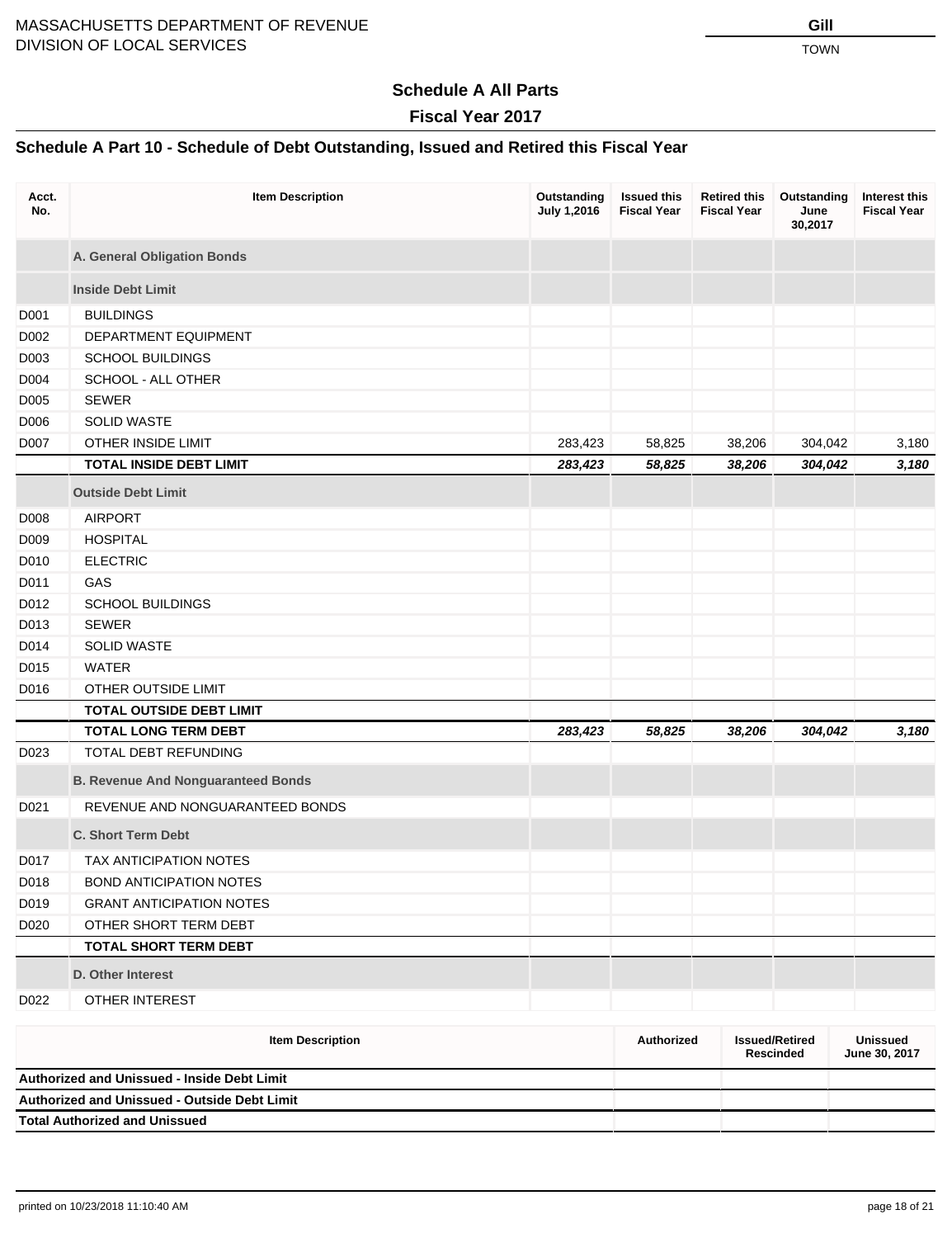MASSACHUSETTS DEPARTMENT OF REVENUE
DIVISION OF LOCAL SERVICES

**Gill**
TOWN

## Schedule A All Parts

## Fiscal Year 2017

### Schedule A Part 10 - Schedule of Debt Outstanding, Issued and Retired this Fiscal Year

| Acct. No. | Item Description | Outstanding July 1,2016 | Issued this Fiscal Year | Retired this Fiscal Year | Outstanding June 30,2017 | Interest this Fiscal Year |
|---|---|---|---|---|---|---|
| | **A. General Obligation Bonds** | | | | | |
| | **Inside Debt Limit** | | | | | |
| D001 | BUILDINGS | | | | | |
| D002 | DEPARTMENT EQUIPMENT | | | | | |
| D003 | SCHOOL BUILDINGS | | | | | |
| D004 | SCHOOL - ALL OTHER | | | | | |
| D005 | SEWER | | | | | |
| D006 | SOLID WASTE | | | | | |
| D007 | OTHER INSIDE LIMIT | 283,423 | 58,825 | 38,206 | 304,042 | 3,180 |
| | **TOTAL INSIDE DEBT LIMIT** | ***283,423*** | ***58,825*** | ***38,206*** | ***304,042*** | ***3,180*** |
| | **Outside Debt Limit** | | | | | |
| D008 | AIRPORT | | | | | |
| D009 | HOSPITAL | | | | | |
| D010 | ELECTRIC | | | | | |
| D011 | GAS | | | | | |
| D012 | SCHOOL BUILDINGS | | | | | |
| D013 | SEWER | | | | | |
| D014 | SOLID WASTE | | | | | |
| D015 | WATER | | | | | |
| D016 | OTHER OUTSIDE LIMIT | | | | | |
| | **TOTAL OUTSIDE DEBT LIMIT** | | | | | |
| | **TOTAL LONG TERM DEBT** | ***283,423*** | ***58,825*** | ***38,206*** | ***304,042*** | ***3,180*** |
| D023 | TOTAL DEBT REFUNDING | | | | | |
| | **B. Revenue And Nonguaranteed Bonds** | | | | | |
| D021 | REVENUE AND NONGUARANTEED BONDS | | | | | |
| | **C. Short Term Debt** | | | | | |
| D017 | TAX ANTICIPATION NOTES | | | | | |
| D018 | BOND ANTICIPATION NOTES | | | | | |
| D019 | GRANT ANTICIPATION NOTES | | | | | |
| D020 | OTHER SHORT TERM DEBT | | | | | |
| | **TOTAL SHORT TERM DEBT** | | | | | |
| | **D. Other Interest** | | | | | |
| D022 | OTHER INTEREST | | | | | |

| Item Description | Authorized | Issued/Retired Rescinded | Unissued June 30, 2017 |
|---|---|---|---|
| **Authorized and Unissued - Inside Debt Limit** | | | |
| **Authorized and Unissued - Outside Debt Limit** | | | |
| **Total Authorized and Unissued** | | | |

printed on 10/23/2018 11:10:40 AM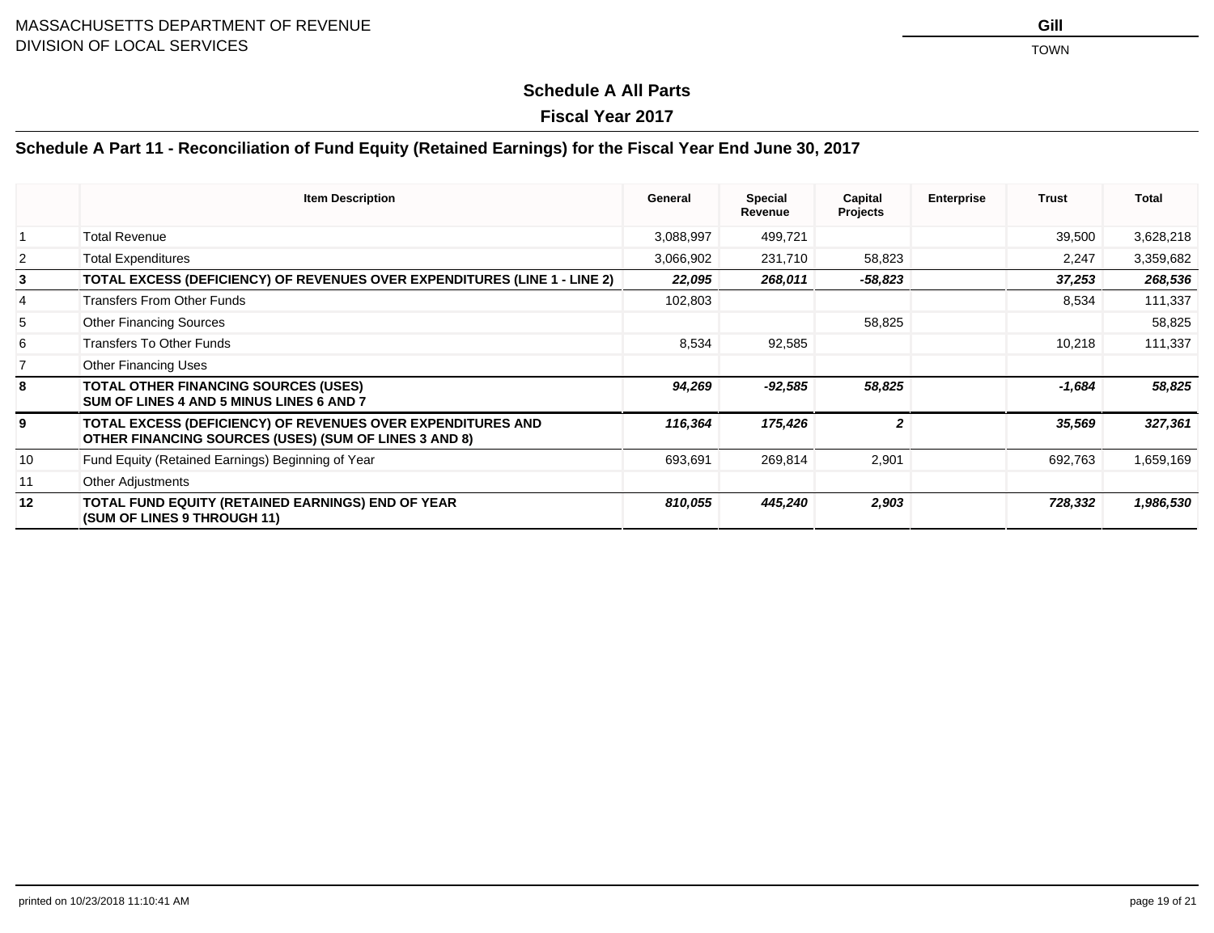MASSACHUSETTS DEPARTMENT OF REVENUE
DIVISION OF LOCAL SERVICES

**Gill**
TOWN

## Schedule A All Parts

### Fiscal Year 2017

### Schedule A Part 11 - Reconciliation of Fund Equity (Retained Earnings) for the Fiscal Year End June 30, 2017

| | Item Description | General | Special Revenue | Capital Projects | Enterprise | Trust | Total |
|---|---|---|---|---|---|---|---|
| 1 | Total Revenue | 3,088,997 | 499,721 | | | 39,500 | 3,628,218 |
| 2 | Total Expenditures | 3,066,902 | 231,710 | 58,823 | | 2,247 | 3,359,682 |
| **3** | **TOTAL EXCESS (DEFICIENCY) OF REVENUES OVER EXPENDITURES (LINE 1 - LINE 2)** | ***22,095*** | ***268,011*** | ***-58,823*** | | ***37,253*** | ***268,536*** |
| 4 | Transfers From Other Funds | 102,803 | | | | 8,534 | 111,337 |
| 5 | Other Financing Sources | | | 58,825 | | | 58,825 |
| 6 | Transfers To Other Funds | 8,534 | 92,585 | | | 10,218 | 111,337 |
| 7 | Other Financing Uses | | | | | | |
| **8** | **TOTAL OTHER FINANCING SOURCES (USES) SUM OF LINES 4 AND 5 MINUS LINES 6 AND 7** | ***94,269*** | ***-92,585*** | ***58,825*** | | ***-1,684*** | ***58,825*** |
| **9** | **TOTAL EXCESS (DEFICIENCY) OF REVENUES OVER EXPENDITURES AND OTHER FINANCING SOURCES (USES) (SUM OF LINES 3 AND 8)** | ***116,364*** | ***175,426*** | ***2*** | | ***35,569*** | ***327,361*** |
| 10 | Fund Equity (Retained Earnings) Beginning of Year | 693,691 | 269,814 | 2,901 | | 692,763 | 1,659,169 |
| 11 | Other Adjustments | | | | | | |
| **12** | **TOTAL FUND EQUITY (RETAINED EARNINGS) END OF YEAR (SUM OF LINES 9 THROUGH 11)** | ***810,055*** | ***445,240*** | ***2,903*** | | ***728,332*** | ***1,986,530*** |

printed on 10/23/2018 11:10:41 AM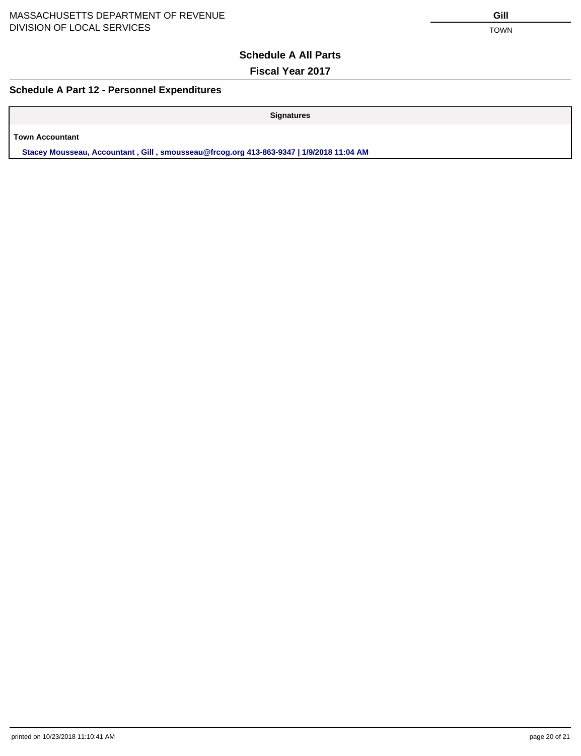MASSACHUSETTS DEPARTMENT OF REVENUE
DIVISION OF LOCAL SERVICES

**Gill**
TOWN

## Schedule A All Parts

### Fiscal Year 2017

### Schedule A Part 12 - Personnel Expenditures

| Signatures |
|---|
| **Town Accountant** |
| **Stacey Mousseau, Accountant , Gill , smousseau@frcog.org 413-863-9347 &#124; 1/9/2018 11:04 AM** |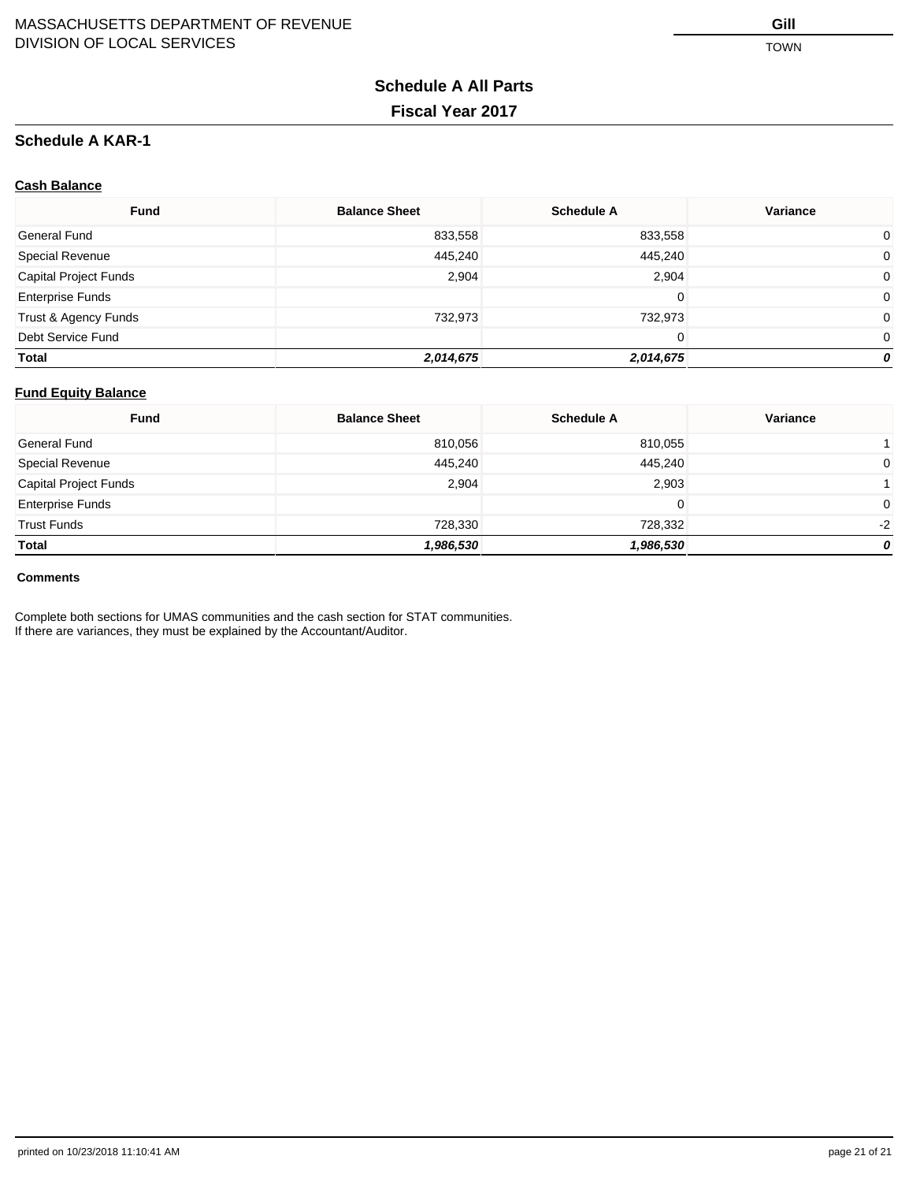MASSACHUSETTS DEPARTMENT OF REVENUE
DIVISION OF LOCAL SERVICES

**Gill**
TOWN

# Schedule A All Parts
## Fiscal Year 2017

## Schedule A KAR-1

### Cash Balance

| Fund | Balance Sheet | Schedule A | Variance |
|---|---|---|---|
| General Fund | 833,558 | 833,558 | 0 |
| Special Revenue | 445,240 | 445,240 | 0 |
| Capital Project Funds | 2,904 | 2,904 | 0 |
| Enterprise Funds | | 0 | 0 |
| Trust & Agency Funds | 732,973 | 732,973 | 0 |
| Debt Service Fund | | 0 | 0 |
| **Total** | ***2,014,675*** | ***2,014,675*** | ***0*** |

### Fund Equity Balance

| Fund | Balance Sheet | Schedule A | Variance |
|---|---|---|---|
| General Fund | 810,056 | 810,055 | 1 |
| Special Revenue | 445,240 | 445,240 | 0 |
| Capital Project Funds | 2,904 | 2,903 | 1 |
| Enterprise Funds | | 0 | 0 |
| Trust Funds | 728,330 | 728,332 | -2 |
| **Total** | ***1,986,530*** | ***1,986,530*** | ***0*** |

**Comments**

Complete both sections for UMAS communities and the cash section for STAT communities.
If there are variances, they must be explained by the Accountant/Auditor.

printed on 10/23/2018 11:10:41 AM